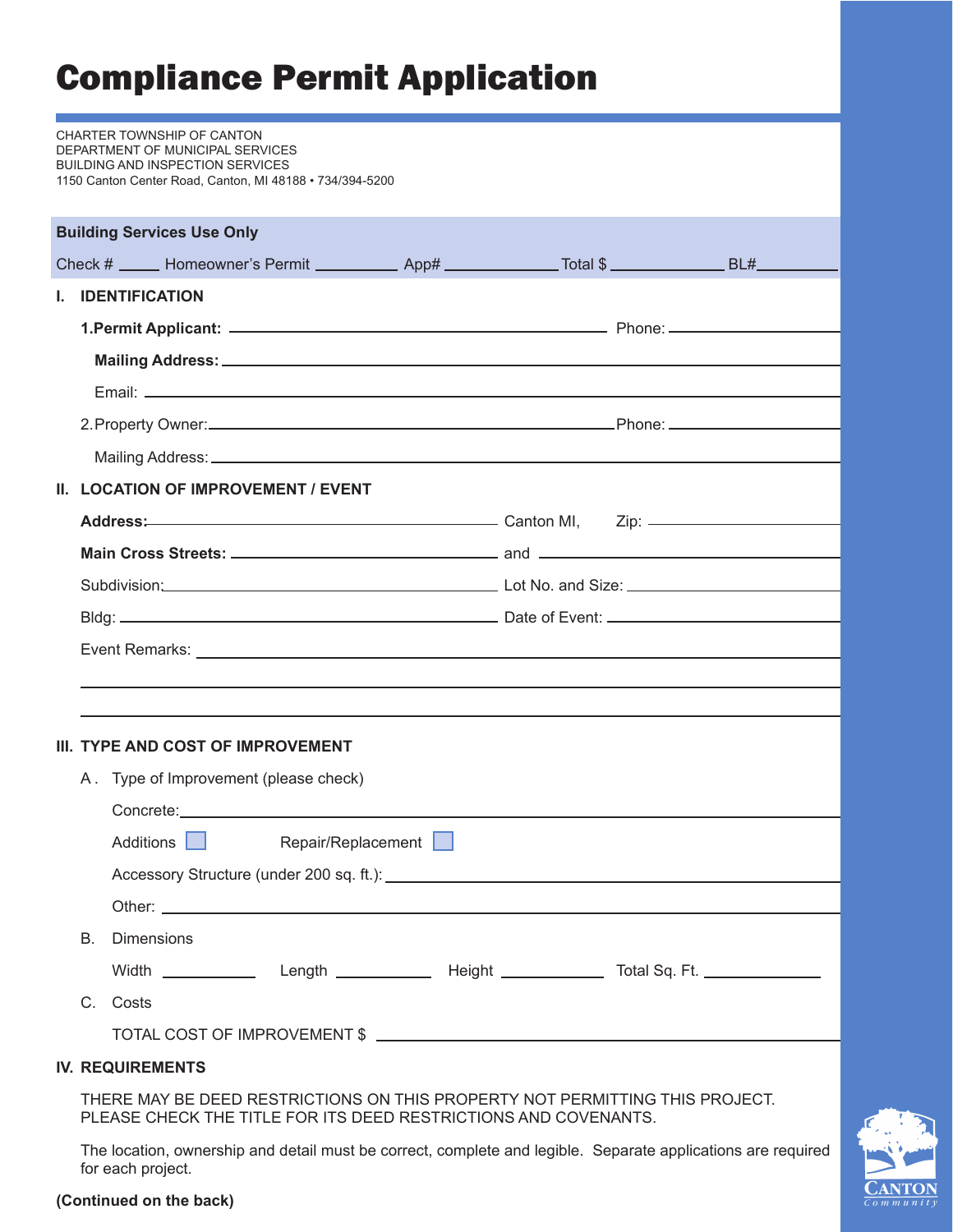# Compliance Permit Application

CHARTER TOWNSHIP OF CANTON
DEPARTMENT OF MUNICIPAL SERVICES
BUILDING AND INSPECTION SERVICES
1150 Canton Center Road, Canton, MI 48188 • 734/394-5200

**Building Services Use Only**

Check # _____ Homeowner's Permit __________ App# ______________ Total $ ______________ BL#__________

## I. IDENTIFICATION

**1. Permit Applicant:** ______________________________ Phone: ______________

**Mailing Address:** ______________________________

Email: ______________________________

2. Property Owner: ______________________________ Phone: ______________

Mailing Address: ______________________________

## II. LOCATION OF IMPROVEMENT / EVENT

**Address:** ______________________________ Canton MI, Zip: ______________

**Main Cross Streets:** ______________________________ and ______________________________

Subdivision: ______________________________ Lot No. and Size: ______________

Bldg: ______________________________ Date of Event: ______________

Event Remarks: ______________________________

______________________________

______________________________

## III. TYPE AND COST OF IMPROVEMENT

A. Type of Improvement (please check)

Concrete: ______________________________

Additions ☐ Repair/Replacement ☐

Accessory Structure (under 200 sq. ft.): ______________________________

Other: ______________________________

B. Dimensions

Width ____________ Length ____________ Height ____________ Total Sq. Ft. ______________

C. Costs

TOTAL COST OF IMPROVEMENT $ ______________________________

## IV. REQUIREMENTS

THERE MAY BE DEED RESTRICTIONS ON THIS PROPERTY NOT PERMITTING THIS PROJECT. PLEASE CHECK THE TITLE FOR ITS DEED RESTRICTIONS AND COVENANTS.

The location, ownership and detail must be correct, complete and legible. Separate applications are required for each project.

**(Continued on the back)**

CANTON Community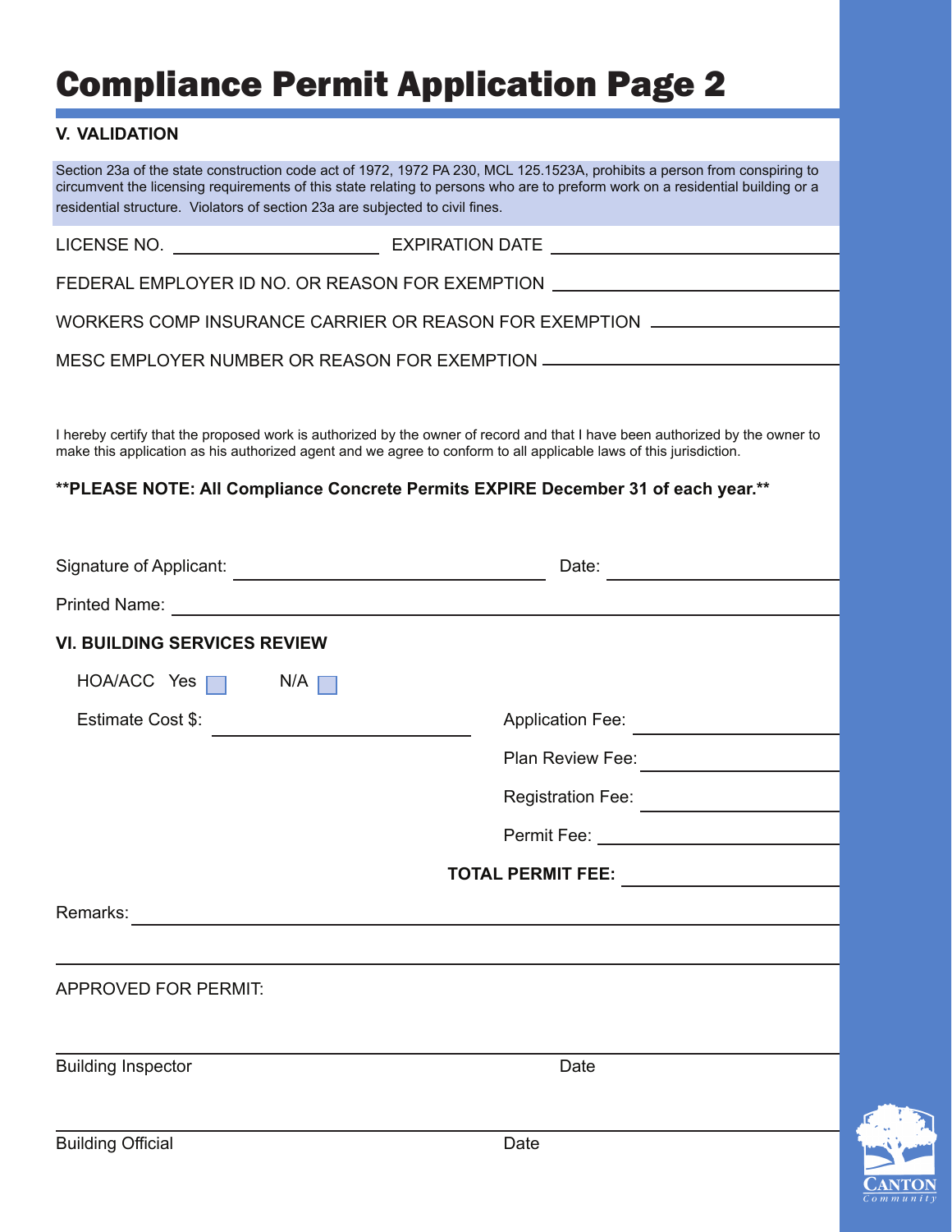# Compliance Permit Application Page 2

## V. VALIDATION

Section 23a of the state construction code act of 1972, 1972 PA 230, MCL 125.1523A, prohibits a person from conspiring to circumvent the licensing requirements of this state relating to persons who are to preform work on a residential building or a residential structure. Violators of section 23a are subjected to civil fines.

LICENSE NO. ____________________ EXPIRATION DATE ____________________

FEDERAL EMPLOYER ID NO. OR REASON FOR EXEMPTION ____________________

WORKERS COMP INSURANCE CARRIER OR REASON FOR EXEMPTION ____________________

MESC EMPLOYER NUMBER OR REASON FOR EXEMPTION ____________________

I hereby certify that the proposed work is authorized by the owner of record and that I have been authorized by the owner to make this application as his authorized agent and we agree to conform to all applicable laws of this jurisdiction.

**\*\*PLEASE NOTE: All Compliance Concrete Permits EXPIRE December 31 of each year.\*\***

Signature of Applicant: ____________________ Date: ____________________

Printed Name: ____________________

## VI. BUILDING SERVICES REVIEW

HOA/ACC Yes ☐ N/A ☐

Estimate Cost $: ____________________

Application Fee: ____________________

Plan Review Fee: ____________________

Registration Fee: ____________________

Permit Fee: ____________________

**TOTAL PERMIT FEE:** ____________________

Remarks: ____________________

____________________

APPROVED FOR PERMIT:

____________________

Building Inspector Date

____________________

Building Official Date

CANTON Community